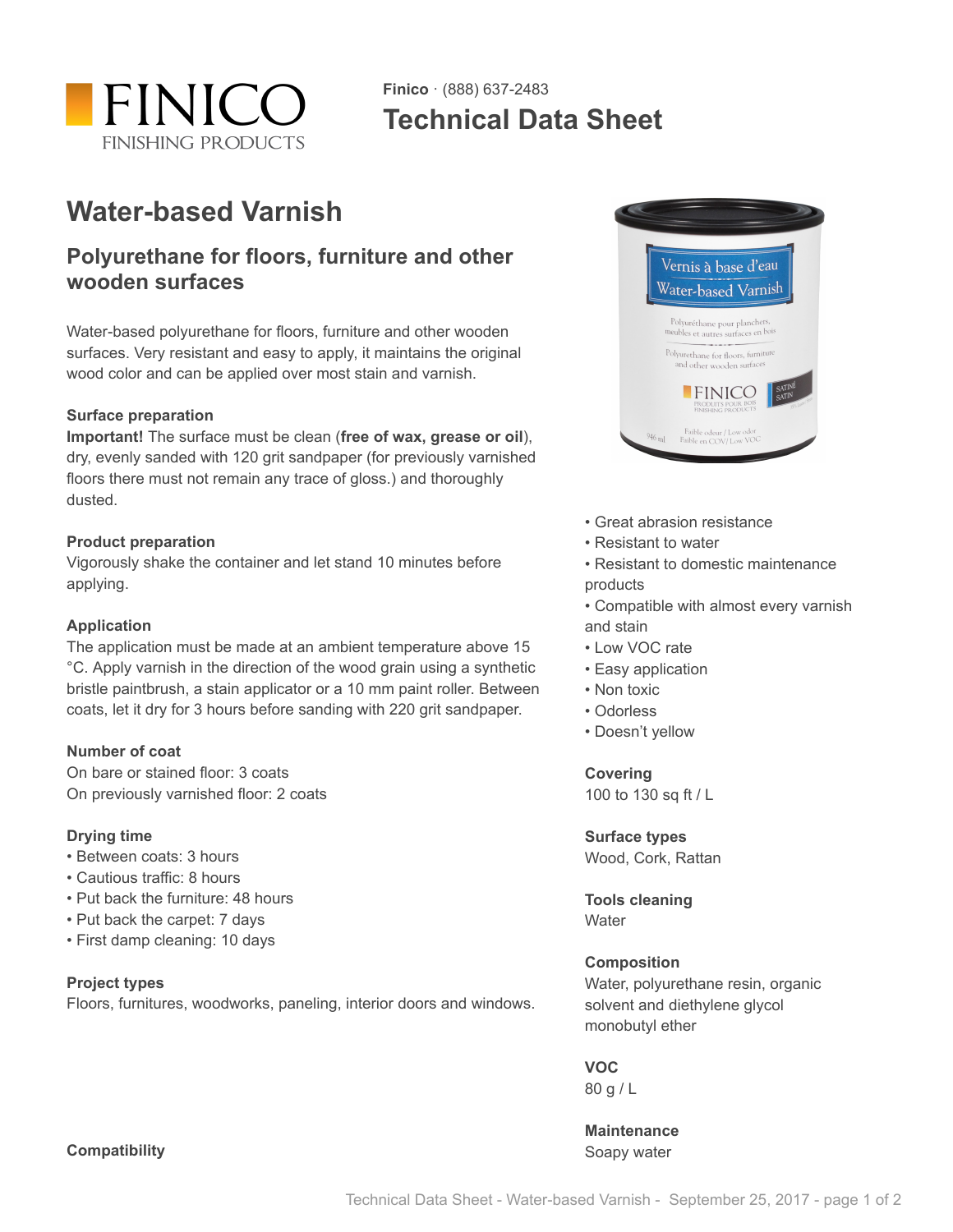FINICO
FINISHING PRODUCTS

**Finico** · (888) 637-2483

# Technical Data Sheet

## Water-based Varnish

### Polyurethane for floors, furniture and other wooden surfaces

Water-based polyurethane for floors, furniture and other wooden surfaces. Very resistant and easy to apply, it maintains the original wood color and can be applied over most stain and varnish.

**Surface preparation**
**Important!** The surface must be clean (**free of wax, grease or oil**), dry, evenly sanded with 120 grit sandpaper (for previously varnished floors there must not remain any trace of gloss.) and thoroughly dusted.

**Product preparation**
Vigorously shake the container and let stand 10 minutes before applying.

**Application**
The application must be made at an ambient temperature above 15 °C. Apply varnish in the direction of the wood grain using a synthetic bristle paintbrush, a stain applicator or a 10 mm paint roller. Between coats, let it dry for 3 hours before sanding with 220 grit sandpaper.

**Number of coat**
On bare or stained floor: 3 coats
On previously varnished floor: 2 coats

**Drying time**
- Between coats: 3 hours
- Cautious traffic: 8 hours
- Put back the furniture: 48 hours
- Put back the carpet: 7 days
- First damp cleaning: 10 days

**Project types**
Floors, furnitures, woodworks, paneling, interior doors and windows.

**Compatibility**

- Great abrasion resistance
- Resistant to water
- Resistant to domestic maintenance products
- Compatible with almost every varnish and stain
- Low VOC rate
- Easy application
- Non toxic
- Odorless
- Doesn't yellow

**Covering**
100 to 130 sq ft / L

**Surface types**
Wood, Cork, Rattan

**Tools cleaning**
Water

**Composition**
Water, polyurethane resin, organic solvent and diethylene glycol monobutyl ether

**VOC**
80 g / L

**Maintenance**
Soapy water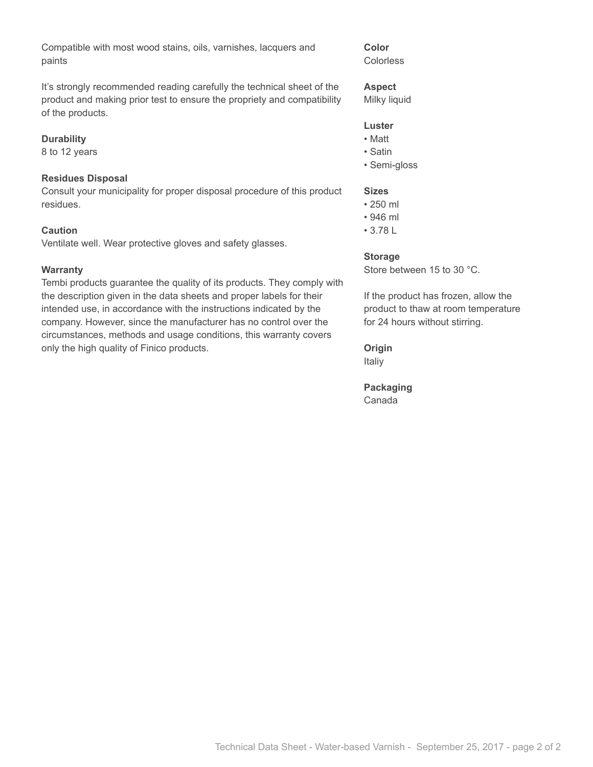Compatible with most wood stains, oils, varnishes, lacquers and paints

It's strongly recommended reading carefully the technical sheet of the product and making prior test to ensure the propriety and compatibility of the products.

**Durability**
8 to 12 years

**Residues Disposal**
Consult your municipality for proper disposal procedure of this product residues.

**Caution**
Ventilate well. Wear protective gloves and safety glasses.

**Warranty**
Tembi products guarantee the quality of its products. They comply with the description given in the data sheets and proper labels for their intended use, in accordance with the instructions indicated by the company. However, since the manufacturer has no control over the circumstances, methods and usage conditions, this warranty covers only the high quality of Finico products.

**Color**
Colorless

**Aspect**
Milky liquid

**Luster**
- Matt
- Satin
- Semi-gloss

**Sizes**
- 250 ml
- 946 ml
- 3.78 L

**Storage**
Store between 15 to 30 °C.

If the product has frozen, allow the product to thaw at room temperature for 24 hours without stirring.

**Origin**
Italiy

**Packaging**
Canada